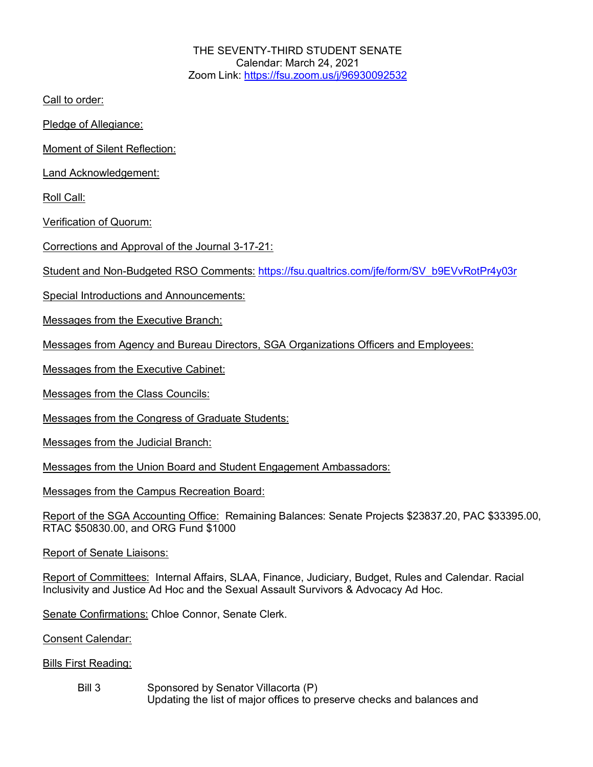THE SEVENTY-THIRD STUDENT SENATE
Calendar: March 24, 2021
Zoom Link: https://fsu.zoom.us/j/96930092532

<u>Call to order:</u>

<u>Pledge of Allegiance:</u>

<u>Moment of Silent Reflection:</u>

<u>Land Acknowledgement:</u>

<u>Roll Call:</u>

<u>Verification of Quorum:</u>

<u>Corrections and Approval of the Journal 3-17-21:</u>

<u>Student and Non-Budgeted RSO Comments:</u> https://fsu.qualtrics.com/jfe/form/SV_b9EVvRotPr4y03r

<u>Special Introductions and Announcements:</u>

<u>Messages from the Executive Branch:</u>

<u>Messages from Agency and Bureau Directors, SGA Organizations Officers and Employees:</u>

<u>Messages from the Executive Cabinet:</u>

<u>Messages from the Class Councils:</u>

<u>Messages from the Congress of Graduate Students:</u>

<u>Messages from the Judicial Branch:</u>

<u>Messages from the Union Board and Student Engagement Ambassadors:</u>

<u>Messages from the Campus Recreation Board:</u>

<u>Report of the SGA Accounting Office:</u> Remaining Balances: Senate Projects $23837.20, PAC $33395.00, RTAC $50830.00, and ORG Fund $1000

<u>Report of Senate Liaisons:</u>

<u>Report of Committees:</u> Internal Affairs, SLAA, Finance, Judiciary, Budget, Rules and Calendar. Racial Inclusivity and Justice Ad Hoc and the Sexual Assault Survivors & Advocacy Ad Hoc.

<u>Senate Confirmations:</u> Chloe Connor, Senate Clerk.

<u>Consent Calendar:</u>

<u>Bills First Reading:</u>

Bill 3 Sponsored by Senator Villacorta (P)
Updating the list of major offices to preserve checks and balances and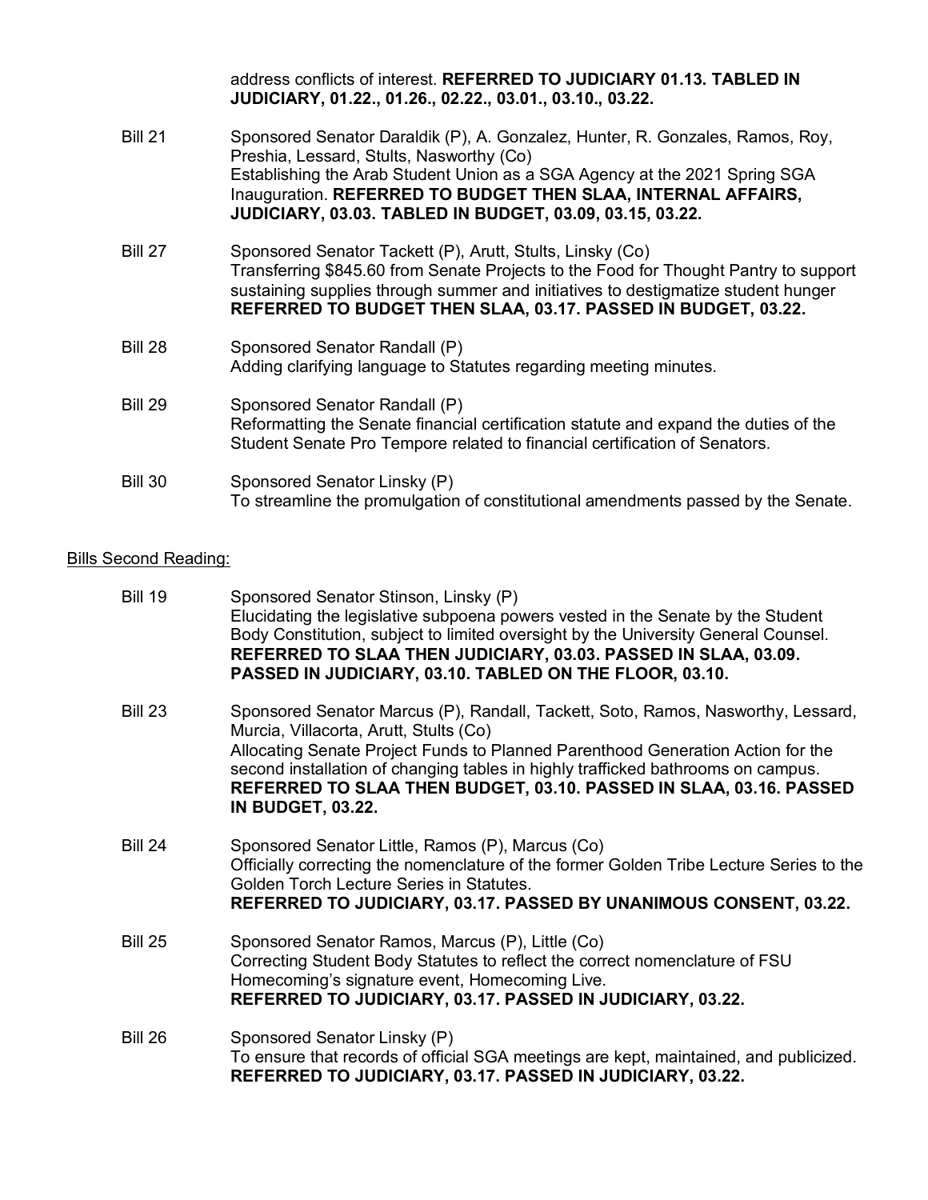address conflicts of interest. **REFERRED TO JUDICIARY 01.13. TABLED IN JUDICIARY, 01.22., 01.26., 02.22., 03.01., 03.10., 03.22.**

Bill 21 — Sponsored Senator Daraldik (P), A. Gonzalez, Hunter, R. Gonzales, Ramos, Roy, Preshia, Lessard, Stults, Nasworthy (Co)
Establishing the Arab Student Union as a SGA Agency at the 2021 Spring SGA Inauguration. **REFERRED TO BUDGET THEN SLAA, INTERNAL AFFAIRS, JUDICIARY, 03.03. TABLED IN BUDGET, 03.09, 03.15, 03.22.**

Bill 27 — Sponsored Senator Tackett (P), Arutt, Stults, Linsky (Co)
Transferring $845.60 from Senate Projects to the Food for Thought Pantry to support sustaining supplies through summer and initiatives to destigmatize student hunger **REFERRED TO BUDGET THEN SLAA, 03.17. PASSED IN BUDGET, 03.22.**

Bill 28 — Sponsored Senator Randall (P)
Adding clarifying language to Statutes regarding meeting minutes.

Bill 29 — Sponsored Senator Randall (P)
Reformatting the Senate financial certification statute and expand the duties of the Student Senate Pro Tempore related to financial certification of Senators.

Bill 30 — Sponsored Senator Linsky (P)
To streamline the promulgation of constitutional amendments passed by the Senate.

<u>Bills Second Reading:</u>

Bill 19 — Sponsored Senator Stinson, Linsky (P)
Elucidating the legislative subpoena powers vested in the Senate by the Student Body Constitution, subject to limited oversight by the University General Counsel. **REFERRED TO SLAA THEN JUDICIARY, 03.03. PASSED IN SLAA, 03.09. PASSED IN JUDICIARY, 03.10. TABLED ON THE FLOOR, 03.10.**

Bill 23 — Sponsored Senator Marcus (P), Randall, Tackett, Soto, Ramos, Nasworthy, Lessard, Murcia, Villacorta, Arutt, Stults (Co)
Allocating Senate Project Funds to Planned Parenthood Generation Action for the second installation of changing tables in highly trafficked bathrooms on campus. **REFERRED TO SLAA THEN BUDGET, 03.10. PASSED IN SLAA, 03.16. PASSED IN BUDGET, 03.22.**

Bill 24 — Sponsored Senator Little, Ramos (P), Marcus (Co)
Officially correcting the nomenclature of the former Golden Tribe Lecture Series to the Golden Torch Lecture Series in Statutes.
**REFERRED TO JUDICIARY, 03.17. PASSED BY UNANIMOUS CONSENT, 03.22.**

Bill 25 — Sponsored Senator Ramos, Marcus (P), Little (Co)
Correcting Student Body Statutes to reflect the correct nomenclature of FSU Homecoming's signature event, Homecoming Live.
**REFERRED TO JUDICIARY, 03.17. PASSED IN JUDICIARY, 03.22.**

Bill 26 — Sponsored Senator Linsky (P)
To ensure that records of official SGA meetings are kept, maintained, and publicized. **REFERRED TO JUDICIARY, 03.17. PASSED IN JUDICIARY, 03.22.**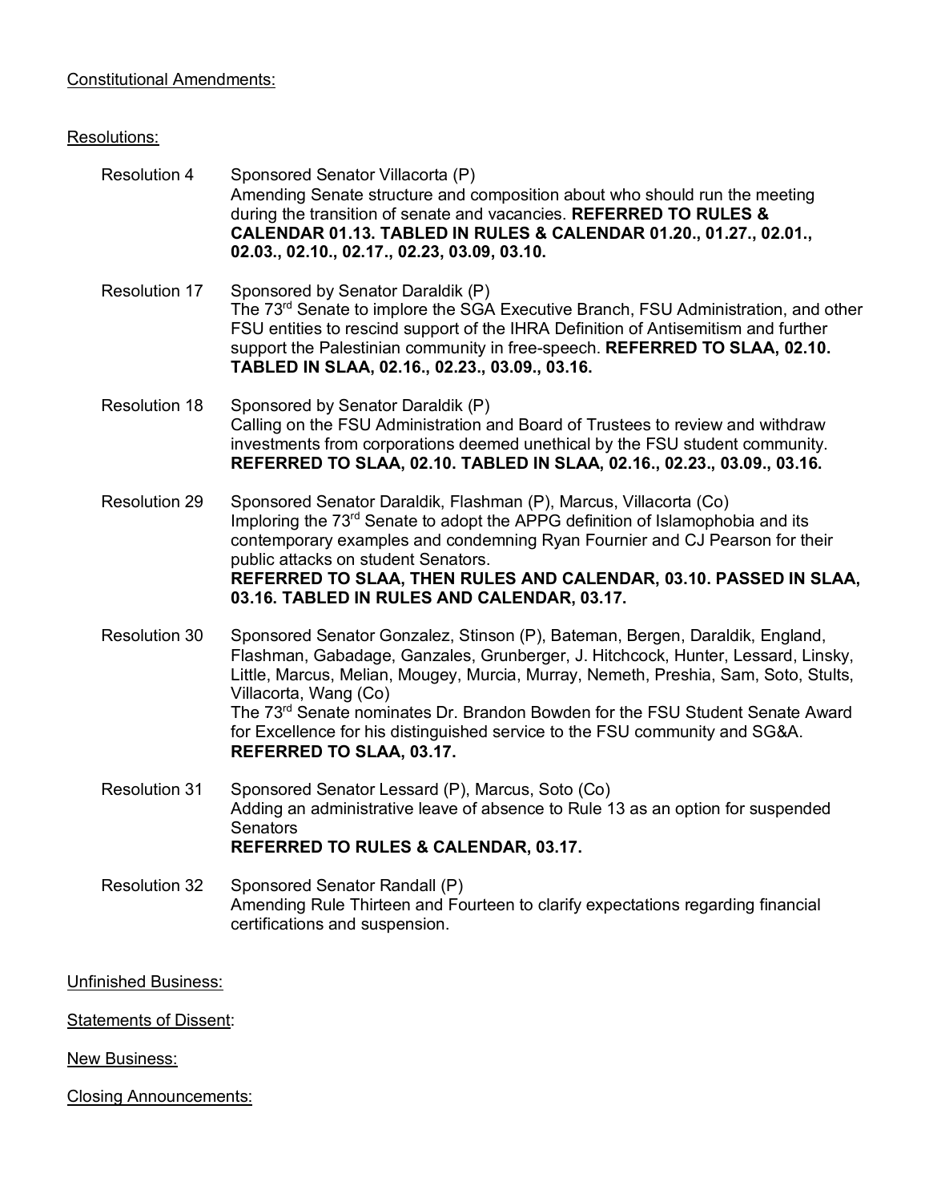Constitutional Amendments:

Resolutions:

Resolution 4 — Sponsored Senator Villacorta (P)
Amending Senate structure and composition about who should run the meeting during the transition of senate and vacancies. **REFERRED TO RULES & CALENDAR 01.13. TABLED IN RULES & CALENDAR 01.20., 01.27., 02.01., 02.03., 02.10., 02.17., 02.23, 03.09, 03.10.**

Resolution 17 — Sponsored by Senator Daraldik (P)
The 73rd Senate to implore the SGA Executive Branch, FSU Administration, and other FSU entities to rescind support of the IHRA Definition of Antisemitism and further support the Palestinian community in free-speech. **REFERRED TO SLAA, 02.10. TABLED IN SLAA, 02.16., 02.23., 03.09., 03.16.**

Resolution 18 — Sponsored by Senator Daraldik (P)
Calling on the FSU Administration and Board of Trustees to review and withdraw investments from corporations deemed unethical by the FSU student community. **REFERRED TO SLAA, 02.10. TABLED IN SLAA, 02.16., 02.23., 03.09., 03.16.**

Resolution 29 — Sponsored Senator Daraldik, Flashman (P), Marcus, Villacorta (Co)
Imploring the 73rd Senate to adopt the APPG definition of Islamophobia and its contemporary examples and condemning Ryan Fournier and CJ Pearson for their public attacks on student Senators.
**REFERRED TO SLAA, THEN RULES AND CALENDAR, 03.10. PASSED IN SLAA, 03.16. TABLED IN RULES AND CALENDAR, 03.17.**

Resolution 30 — Sponsored Senator Gonzalez, Stinson (P), Bateman, Bergen, Daraldik, England, Flashman, Gabadage, Ganzales, Grunberger, J. Hitchcock, Hunter, Lessard, Linsky, Little, Marcus, Melian, Mougey, Murcia, Murray, Nemeth, Preshia, Sam, Soto, Stults, Villacorta, Wang (Co)
The 73rd Senate nominates Dr. Brandon Bowden for the FSU Student Senate Award for Excellence for his distinguished service to the FSU community and SG&A.
**REFERRED TO SLAA, 03.17.**

Resolution 31 — Sponsored Senator Lessard (P), Marcus, Soto (Co)
Adding an administrative leave of absence to Rule 13 as an option for suspended Senators
**REFERRED TO RULES & CALENDAR, 03.17.**

Resolution 32 — Sponsored Senator Randall (P)
Amending Rule Thirteen and Fourteen to clarify expectations regarding financial certifications and suspension.

Unfinished Business:

Statements of Dissent:

New Business:

Closing Announcements: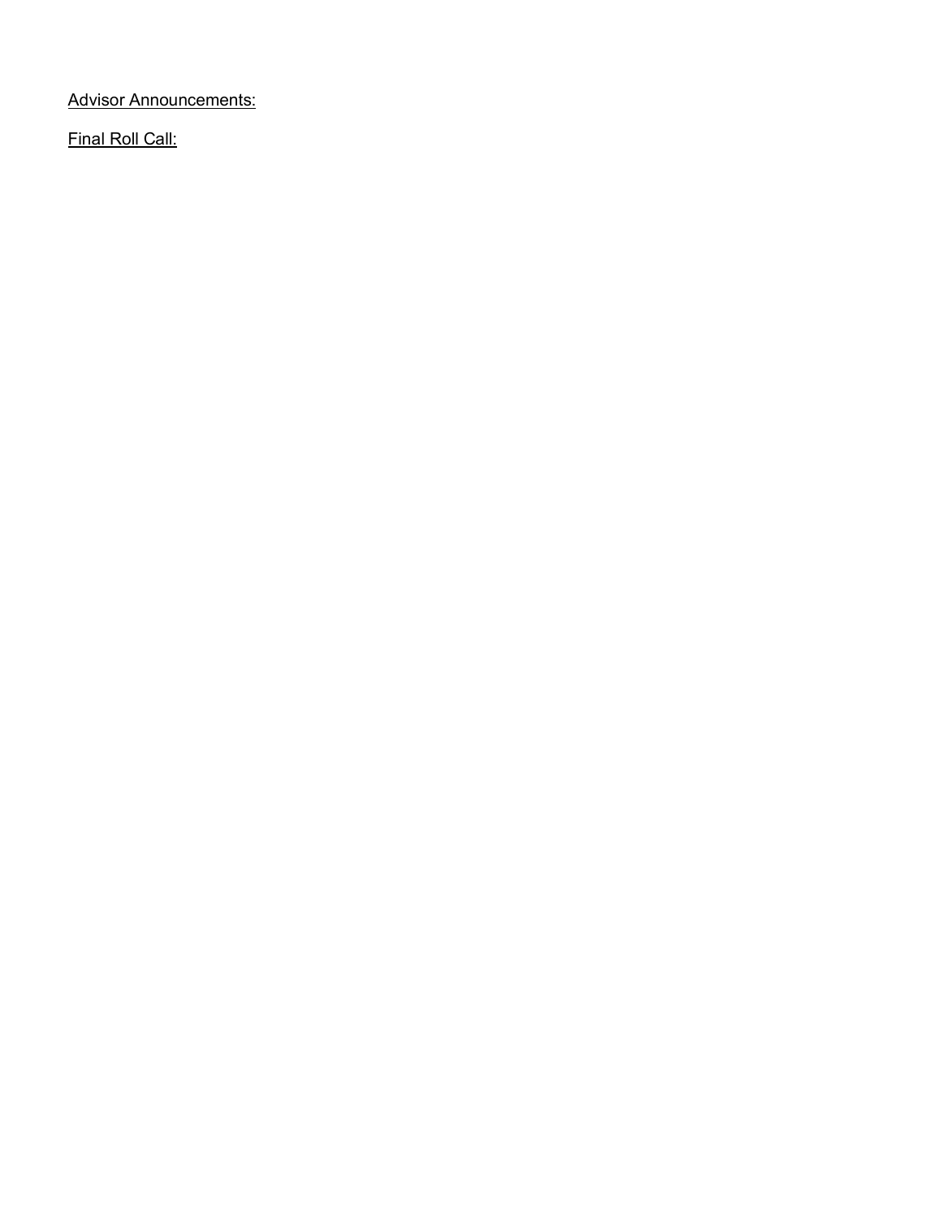<u>Advisor Announcements:</u>

<u>Final Roll Call:</u>